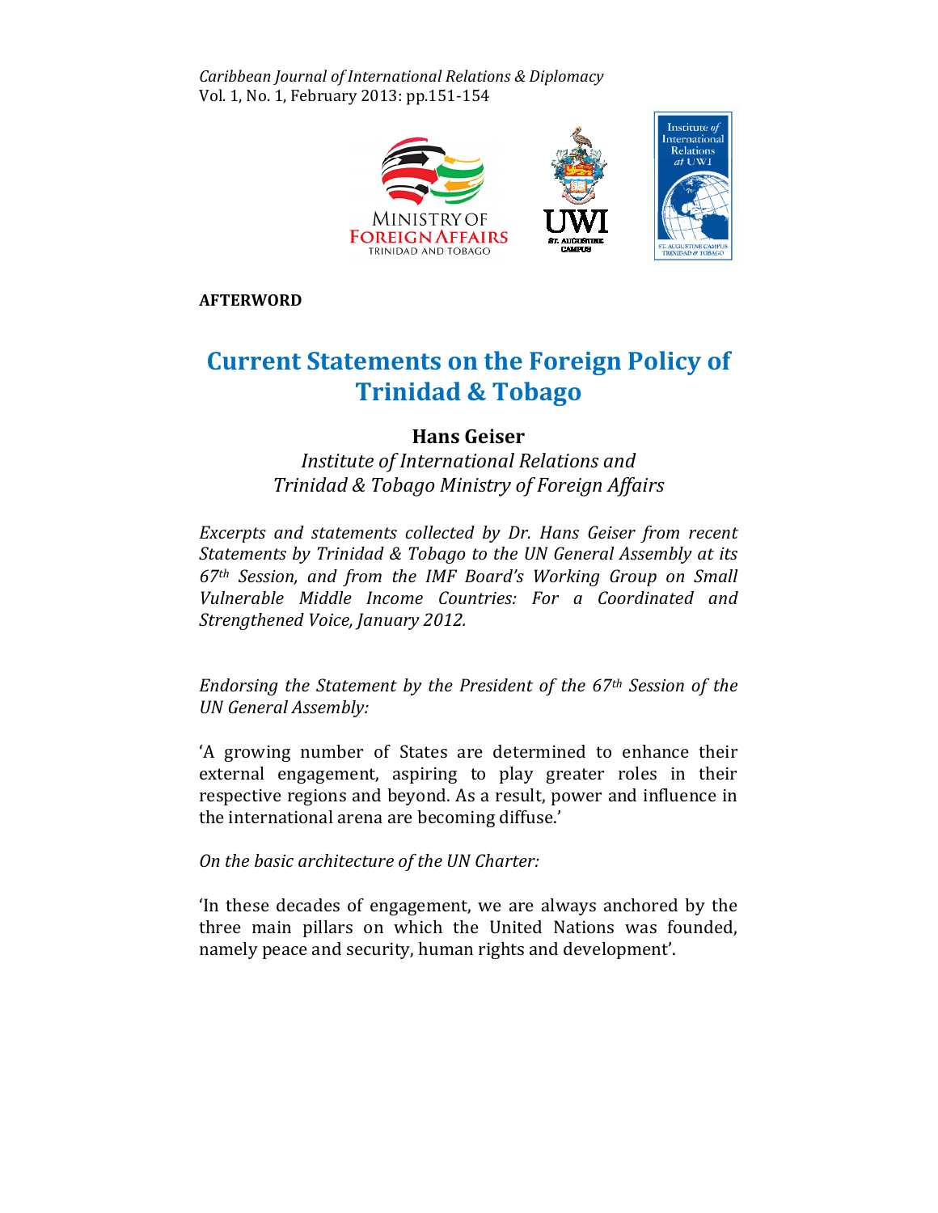AFTERWORD

# Current Statements on the Foreign Policy of Trinidad & Tobago

**Hans Geiser**

*Institute of International Relations and Trinidad & Tobago Ministry of Foreign Affairs*

*Excerpts and statements collected by Dr. Hans Geiser from recent Statements by Trinidad & Tobago to the UN General Assembly at its 67th Session, and from the IMF Board's Working Group on Small Vulnerable Middle Income Countries: For a Coordinated and Strengthened Voice, January 2012.*

*Endorsing the Statement by the President of the 67th Session of the UN General Assembly:*

'A growing number of States are determined to enhance their external engagement, aspiring to play greater roles in their respective regions and beyond. As a result, power and influence in the international arena are becoming diffuse.'

*On the basic architecture of the UN Charter:*

'In these decades of engagement, we are always anchored by the three main pillars on which the United Nations was founded, namely peace and security, human rights and development'.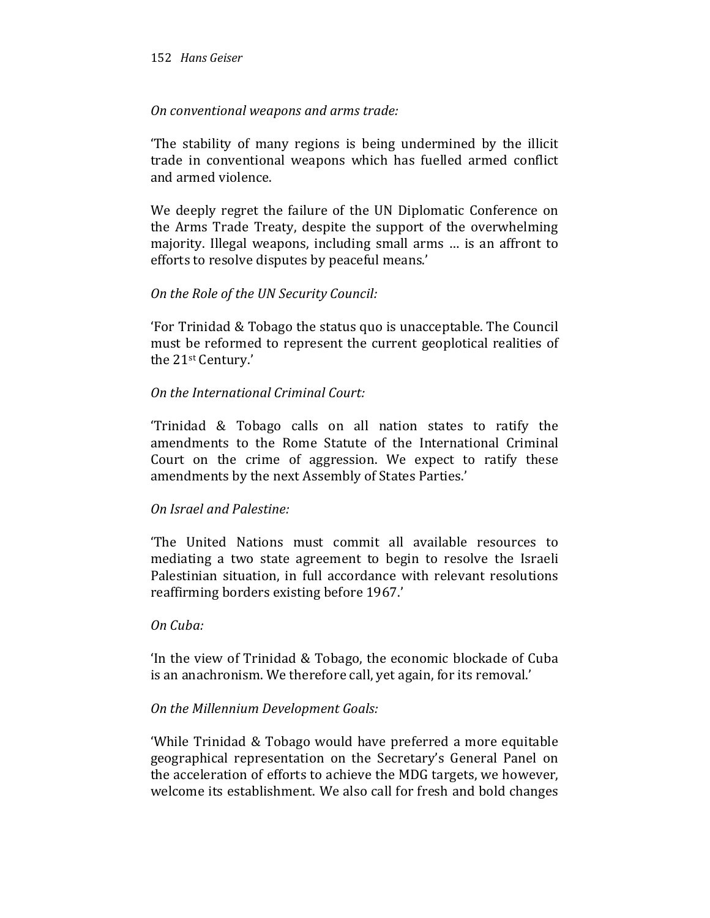*On conventional weapons and arms trade:*

'The stability of many regions is being undermined by the illicit trade in conventional weapons which has fuelled armed conflict and armed violence.

We deeply regret the failure of the UN Diplomatic Conference on the Arms Trade Treaty, despite the support of the overwhelming majority. Illegal weapons, including small arms … is an affront to efforts to resolve disputes by peaceful means.'

*On the Role of the UN Security Council:*

'For Trinidad & Tobago the status quo is unacceptable. The Council must be reformed to represent the current geoplotical realities of the 21st Century.'

*On the International Criminal Court:*

'Trinidad & Tobago calls on all nation states to ratify the amendments to the Rome Statute of the International Criminal Court on the crime of aggression. We expect to ratify these amendments by the next Assembly of States Parties.'

*On Israel and Palestine:*

'The United Nations must commit all available resources to mediating a two state agreement to begin to resolve the Israeli Palestinian situation, in full accordance with relevant resolutions reaffirming borders existing before 1967.'

*On Cuba:*

'In the view of Trinidad & Tobago, the economic blockade of Cuba is an anachronism. We therefore call, yet again, for its removal.'

*On the Millennium Development Goals:*

'While Trinidad & Tobago would have preferred a more equitable geographical representation on the Secretary's General Panel on the acceleration of efforts to achieve the MDG targets, we however, welcome its establishment. We also call for fresh and bold changes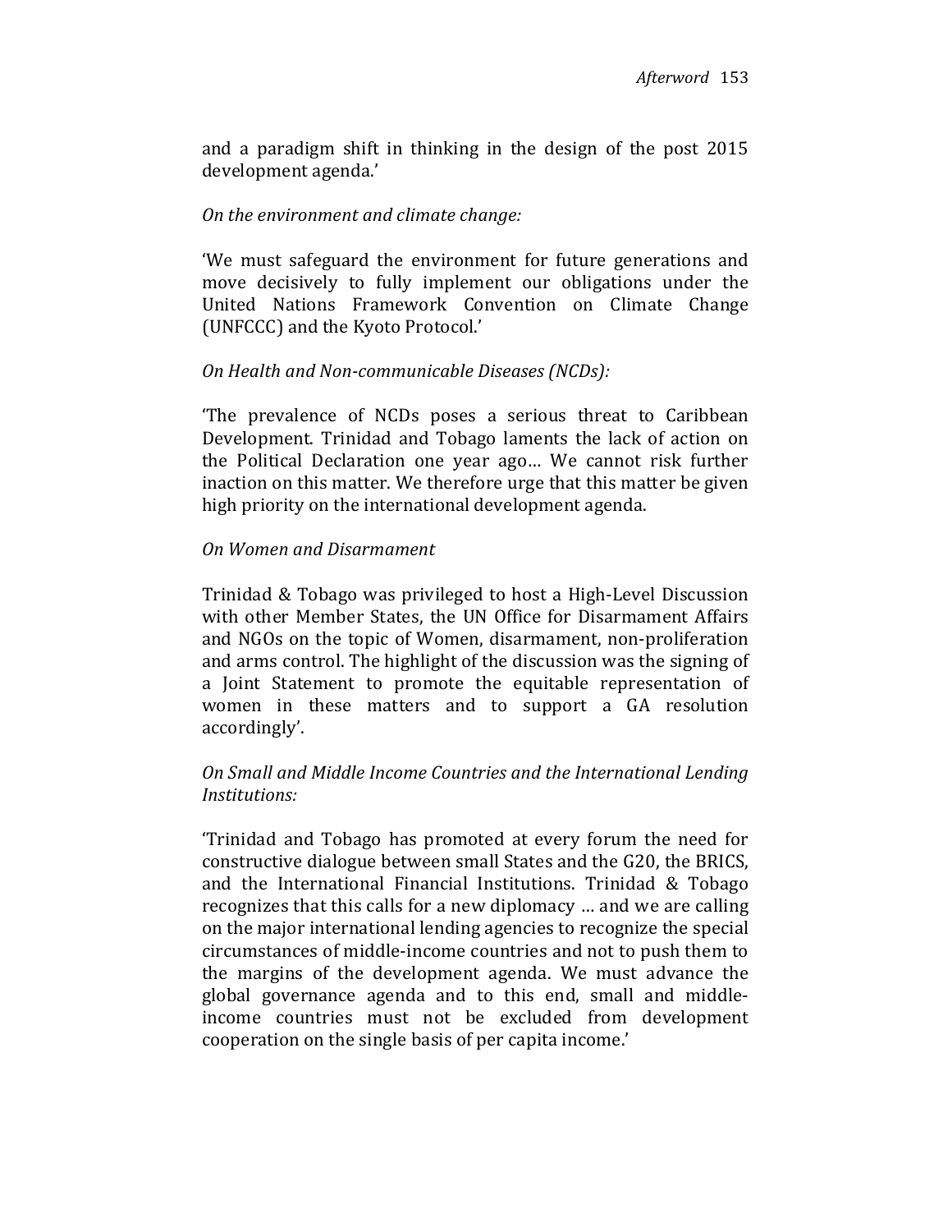and a paradigm shift in thinking in the design of the post 2015 development agenda.'

*On the environment and climate change:*

'We must safeguard the environment for future generations and move decisively to fully implement our obligations under the United Nations Framework Convention on Climate Change (UNFCCC) and the Kyoto Protocol.'

*On Health and Non-communicable Diseases (NCDs):*

'The prevalence of NCDs poses a serious threat to Caribbean Development. Trinidad and Tobago laments the lack of action on the Political Declaration one year ago… We cannot risk further inaction on this matter. We therefore urge that this matter be given high priority on the international development agenda.

*On Women and Disarmament*

Trinidad & Tobago was privileged to host a High-Level Discussion with other Member States, the UN Office for Disarmament Affairs and NGOs on the topic of Women, disarmament, non-proliferation and arms control. The highlight of the discussion was the signing of a Joint Statement to promote the equitable representation of women in these matters and to support a GA resolution accordingly'.

*On Small and Middle Income Countries and the International Lending Institutions:*

'Trinidad and Tobago has promoted at every forum the need for constructive dialogue between small States and the G20, the BRICS, and the International Financial Institutions. Trinidad & Tobago recognizes that this calls for a new diplomacy … and we are calling on the major international lending agencies to recognize the special circumstances of middle-income countries and not to push them to the margins of the development agenda. We must advance the global governance agenda and to this end, small and middle-income countries must not be excluded from development cooperation on the single basis of per capita income.'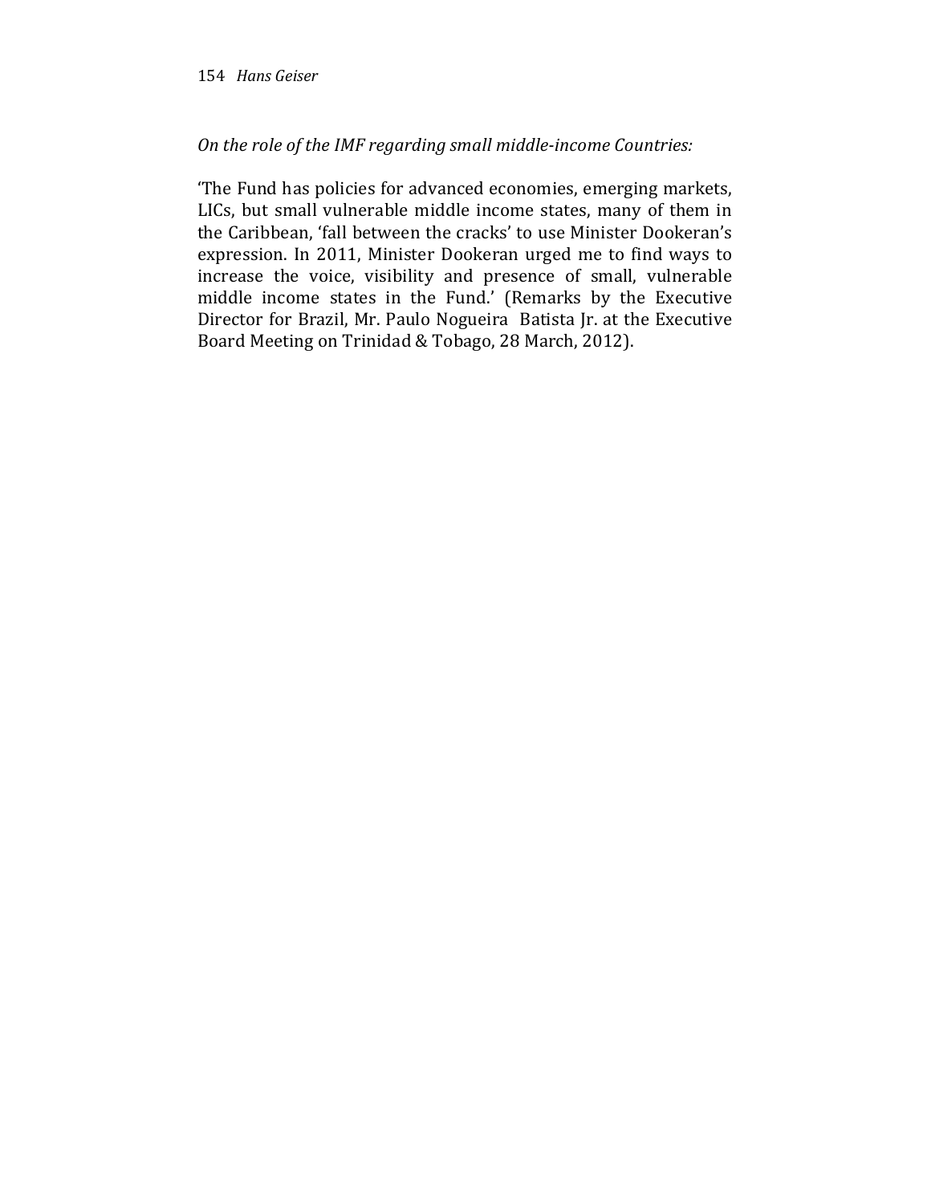*On the role of the IMF regarding small middle-income Countries:*

'The Fund has policies for advanced economies, emerging markets, LICs, but small vulnerable middle income states, many of them in the Caribbean, 'fall between the cracks' to use Minister Dookeran's expression. In 2011, Minister Dookeran urged me to find ways to increase the voice, visibility and presence of small, vulnerable middle income states in the Fund.' (Remarks by the Executive Director for Brazil, Mr. Paulo Nogueira Batista Jr. at the Executive Board Meeting on Trinidad & Tobago, 28 March, 2012).